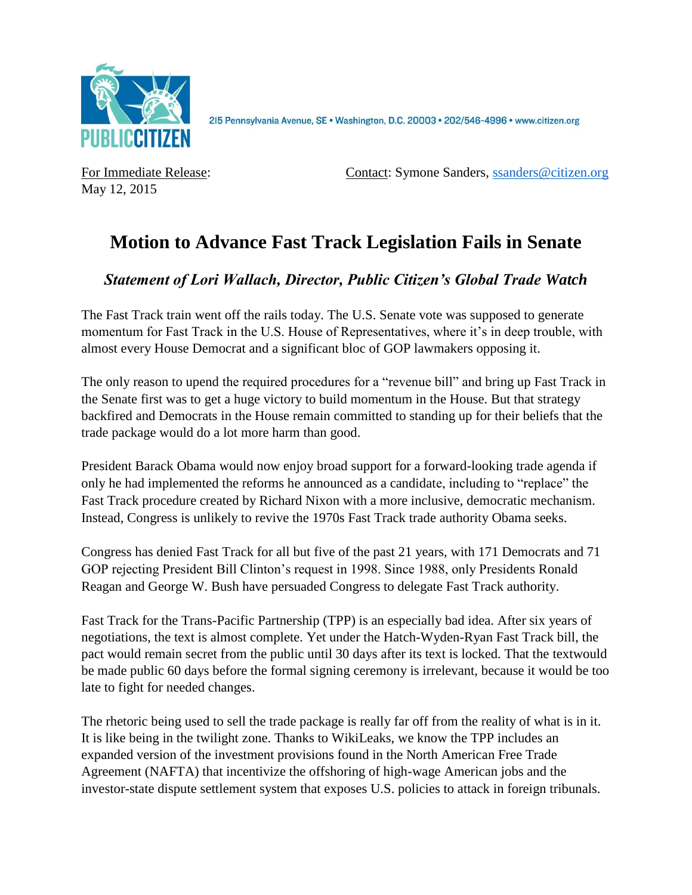PUBLIC CITIZEN

215 Pennsylvania Avenue, SE • Washington, D.C. 20003 • 202/546-4996 • www.citizen.org

For Immediate Release:
May 12, 2015

Contact: Symone Sanders, ssanders@citizen.org

# Motion to Advance Fast Track Legislation Fails in Senate

### *Statement of Lori Wallach, Director, Public Citizen's Global Trade Watch*

The Fast Track train went off the rails today. The U.S. Senate vote was supposed to generate momentum for Fast Track in the U.S. House of Representatives, where it's in deep trouble, with almost every House Democrat and a significant bloc of GOP lawmakers opposing it.

The only reason to upend the required procedures for a "revenue bill" and bring up Fast Track in the Senate first was to get a huge victory to build momentum in the House. But that strategy backfired and Democrats in the House remain committed to standing up for their beliefs that the trade package would do a lot more harm than good.

President Barack Obama would now enjoy broad support for a forward-looking trade agenda if only he had implemented the reforms he announced as a candidate, including to "replace" the Fast Track procedure created by Richard Nixon with a more inclusive, democratic mechanism. Instead, Congress is unlikely to revive the 1970s Fast Track trade authority Obama seeks.

Congress has denied Fast Track for all but five of the past 21 years, with 171 Democrats and 71 GOP rejecting President Bill Clinton's request in 1998. Since 1988, only Presidents Ronald Reagan and George W. Bush have persuaded Congress to delegate Fast Track authority.

Fast Track for the Trans-Pacific Partnership (TPP) is an especially bad idea. After six years of negotiations, the text is almost complete. Yet under the Hatch-Wyden-Ryan Fast Track bill, the pact would remain secret from the public until 30 days after its text is locked. That the textwould be made public 60 days before the formal signing ceremony is irrelevant, because it would be too late to fight for needed changes.

The rhetoric being used to sell the trade package is really far off from the reality of what is in it. It is like being in the twilight zone. Thanks to WikiLeaks, we know the TPP includes an expanded version of the investment provisions found in the North American Free Trade Agreement (NAFTA) that incentivize the offshoring of high-wage American jobs and the investor-state dispute settlement system that exposes U.S. policies to attack in foreign tribunals.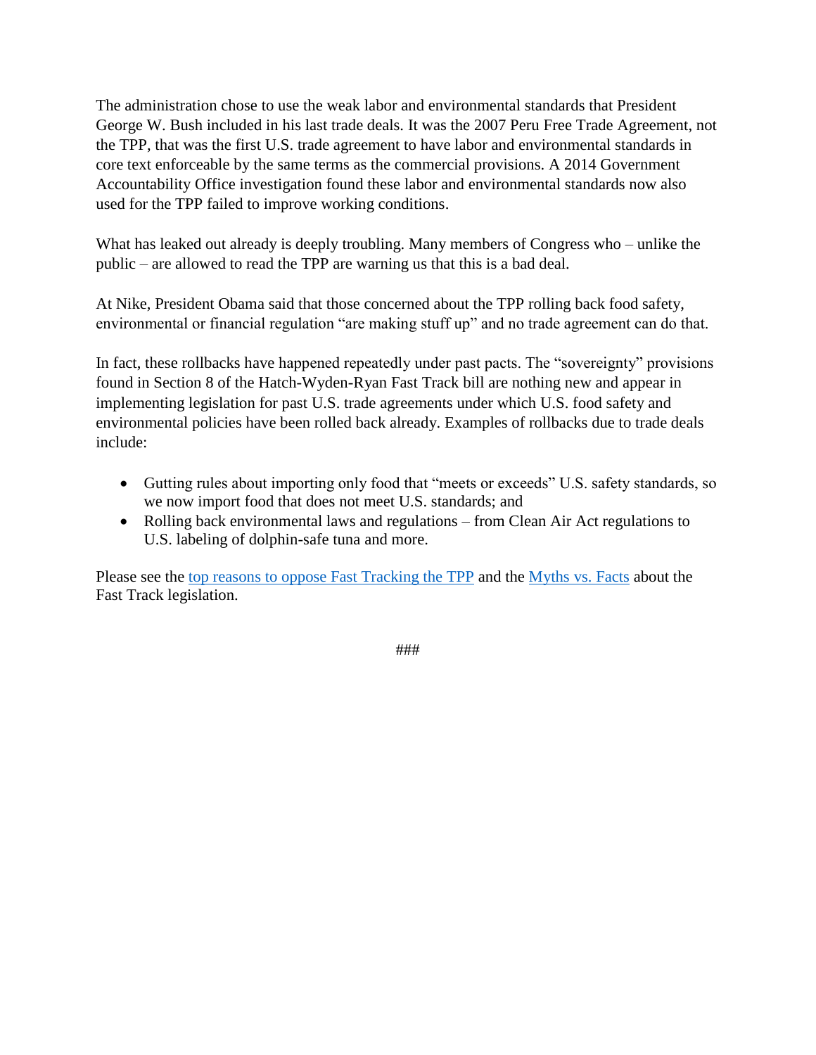The administration chose to use the weak labor and environmental standards that President George W. Bush included in his last trade deals. It was the 2007 Peru Free Trade Agreement, not the TPP, that was the first U.S. trade agreement to have labor and environmental standards in core text enforceable by the same terms as the commercial provisions. A 2014 Government Accountability Office investigation found these labor and environmental standards now also used for the TPP failed to improve working conditions.

What has leaked out already is deeply troubling. Many members of Congress who – unlike the public – are allowed to read the TPP are warning us that this is a bad deal.

At Nike, President Obama said that those concerned about the TPP rolling back food safety, environmental or financial regulation "are making stuff up" and no trade agreement can do that.

In fact, these rollbacks have happened repeatedly under past pacts. The "sovereignty" provisions found in Section 8 of the Hatch-Wyden-Ryan Fast Track bill are nothing new and appear in implementing legislation for past U.S. trade agreements under which U.S. food safety and environmental policies have been rolled back already. Examples of rollbacks due to trade deals include:

- Gutting rules about importing only food that "meets or exceeds" U.S. safety standards, so we now import food that does not meet U.S. standards; and
- Rolling back environmental laws and regulations – from Clean Air Act regulations to U.S. labeling of dolphin-safe tuna and more.

Please see the top reasons to oppose Fast Tracking the TPP and the Myths vs. Facts about the Fast Track legislation.

###